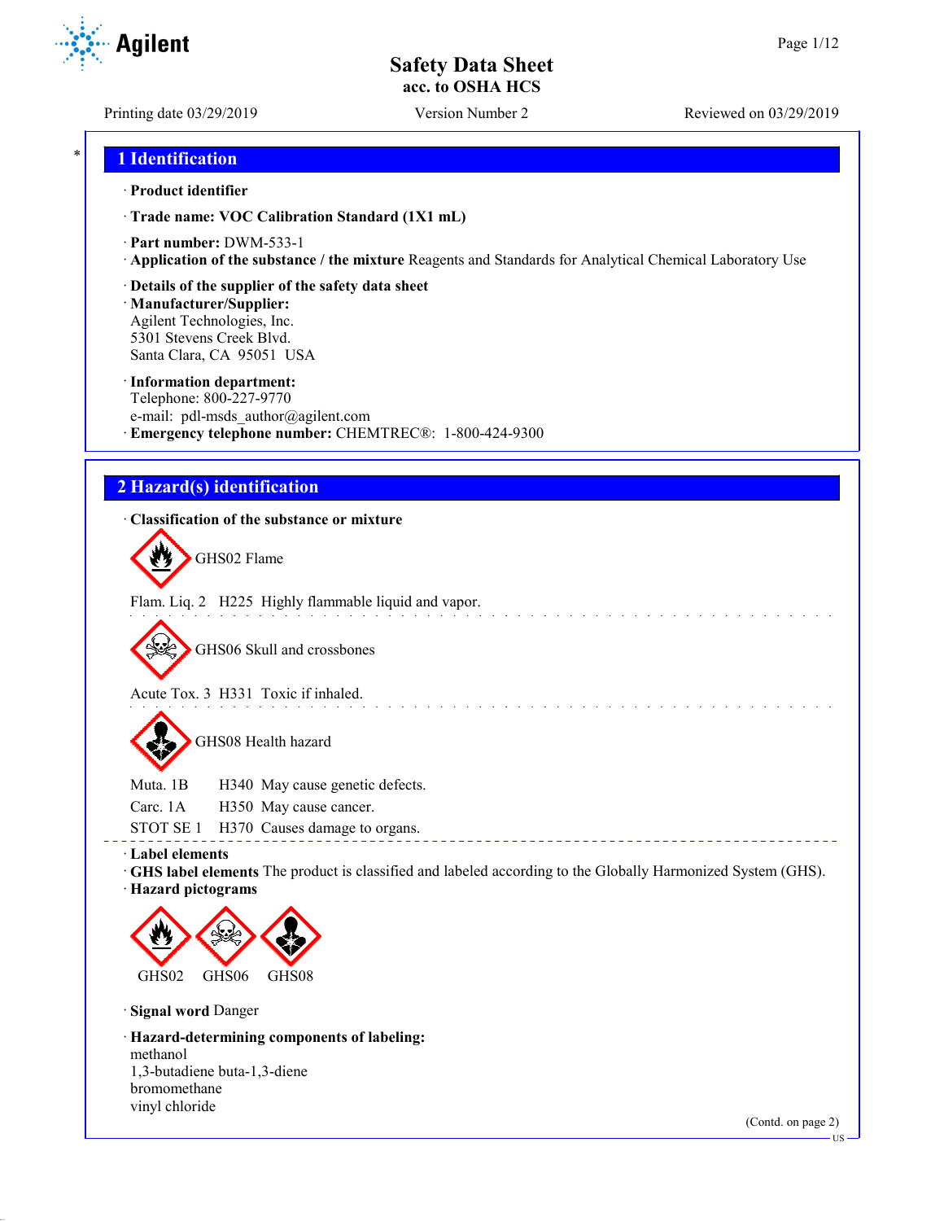# Safety Data Sheet
**acc. to OSHA HCS**

Printing date 03/29/2019 | Version Number 2 | Reviewed on 03/29/2019

## 1 Identification

· **Product identifier**

· **Trade name: VOC Calibration Standard (1X1 mL)**

· **Part number:** DWM-533-1

· **Application of the substance / the mixture** Reagents and Standards for Analytical Chemical Laboratory Use

· **Details of the supplier of the safety data sheet**

· **Manufacturer/Supplier:**
Agilent Technologies, Inc.
5301 Stevens Creek Blvd.
Santa Clara, CA 95051 USA

· **Information department:**
Telephone: 800-227-9770
e-mail: pdl-msds_author@agilent.com

· **Emergency telephone number:** CHEMTREC®: 1-800-424-9300

## 2 Hazard(s) identification

· **Classification of the substance or mixture**

GHS02 Flame

Flam. Liq. 2 H225 Highly flammable liquid and vapor.

GHS06 Skull and crossbones

Acute Tox. 3 H331 Toxic if inhaled.

GHS08 Health hazard

Muta. 1B H340 May cause genetic defects.
Carc. 1A H350 May cause cancer.
STOT SE 1 H370 Causes damage to organs.

· **Label elements**

· **GHS label elements** The product is classified and labeled according to the Globally Harmonized System (GHS).

· **Hazard pictograms**

GHS02 GHS06 GHS08

· **Signal word** Danger

· **Hazard-determining components of labeling:**
methanol
1,3-butadiene buta-1,3-diene
bromomethane
vinyl chloride

(Contd. on page 2)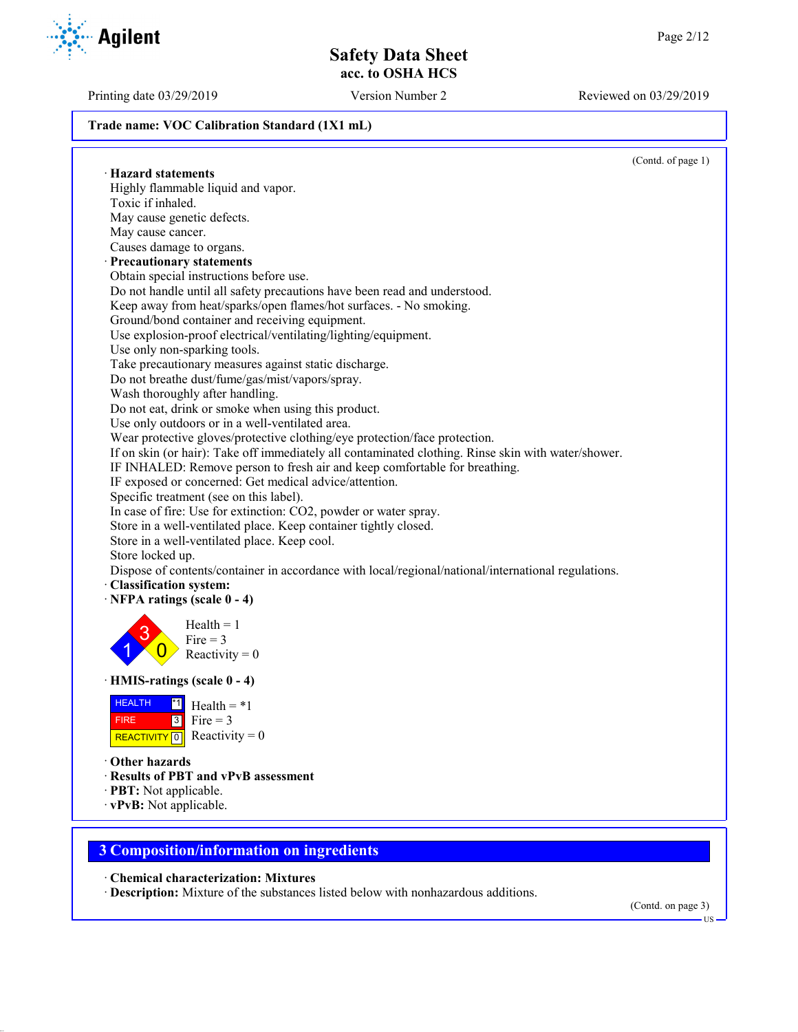Trade name: VOC Calibration Standard (1X1 mL)

(Contd. of page 1)

· **Hazard statements**
Highly flammable liquid and vapor.
Toxic if inhaled.
May cause genetic defects.
May cause cancer.
Causes damage to organs.

· **Precautionary statements**
Obtain special instructions before use.
Do not handle until all safety precautions have been read and understood.
Keep away from heat/sparks/open flames/hot surfaces. - No smoking.
Ground/bond container and receiving equipment.
Use explosion-proof electrical/ventilating/lighting/equipment.
Use only non-sparking tools.
Take precautionary measures against static discharge.
Do not breathe dust/fume/gas/mist/vapors/spray.
Wash thoroughly after handling.
Do not eat, drink or smoke when using this product.
Use only outdoors or in a well-ventilated area.
Wear protective gloves/protective clothing/eye protection/face protection.
If on skin (or hair): Take off immediately all contaminated clothing. Rinse skin with water/shower.
IF INHALED: Remove person to fresh air and keep comfortable for breathing.
IF exposed or concerned: Get medical advice/attention.
Specific treatment (see on this label).
In case of fire: Use for extinction: CO2, powder or water spray.
Store in a well-ventilated place. Keep container tightly closed.
Store in a well-ventilated place. Keep cool.
Store locked up.
Dispose of contents/container in accordance with local/regional/national/international regulations.

· **Classification system:**

· **NFPA ratings (scale 0 - 4)**

Health = 1
Fire = 3
Reactivity = 0

· **HMIS-ratings (scale 0 - 4)**

| HEALTH | *1 |
| --- | --- |
| FIRE | 3 |
| REACTIVITY | 0 |

Health = *1
Fire = 3
Reactivity = 0

· **Other hazards**
· **Results of PBT and vPvB assessment**
· **PBT:** Not applicable.
· **vPvB:** Not applicable.

## 3 Composition/information on ingredients

· **Chemical characterization: Mixtures**
· **Description:** Mixture of the substances listed below with nonhazardous additions.

(Contd. on page 3)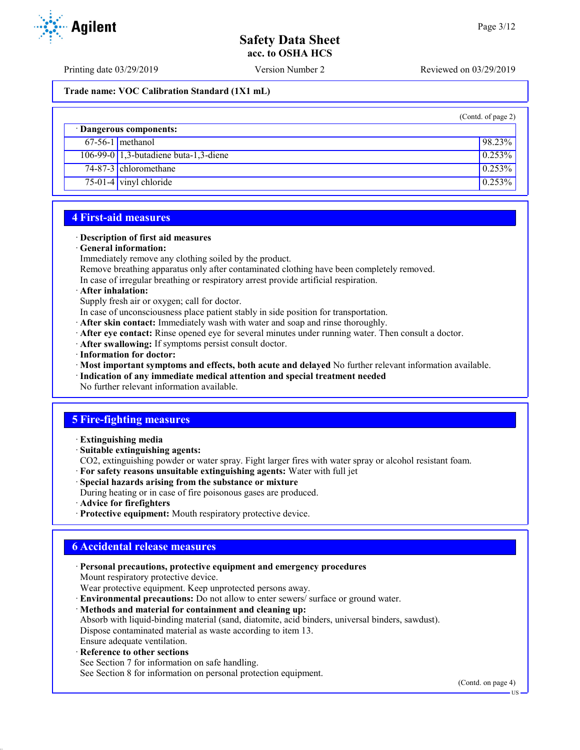Trade name: VOC Calibration Standard (1X1 mL)

(Contd. of page 2)

| · Dangerous components: | | |
|---|---|---|
| 67-56-1 | methanol | 98.23% |
| 106-99-0 | 1,3-butadiene buta-1,3-diene | 0.253% |
| 74-87-3 | chloromethane | 0.253% |
| 75-01-4 | vinyl chloride | 0.253% |

## 4 First-aid measures

· **Description of first aid measures**
· **General information:**
Immediately remove any clothing soiled by the product.
Remove breathing apparatus only after contaminated clothing have been completely removed.
In case of irregular breathing or respiratory arrest provide artificial respiration.
· **After inhalation:**
Supply fresh air or oxygen; call for doctor.
In case of unconsciousness place patient stably in side position for transportation.
· **After skin contact:** Immediately wash with water and soap and rinse thoroughly.
· **After eye contact:** Rinse opened eye for several minutes under running water. Then consult a doctor.
· **After swallowing:** If symptoms persist consult doctor.
· **Information for doctor:**
· **Most important symptoms and effects, both acute and delayed** No further relevant information available.
· **Indication of any immediate medical attention and special treatment needed**
No further relevant information available.

## 5 Fire-fighting measures

· **Extinguishing media**
· **Suitable extinguishing agents:**
CO2, extinguishing powder or water spray. Fight larger fires with water spray or alcohol resistant foam.
· **For safety reasons unsuitable extinguishing agents:** Water with full jet
· **Special hazards arising from the substance or mixture**
During heating or in case of fire poisonous gases are produced.
· **Advice for firefighters**
· **Protective equipment:** Mouth respiratory protective device.

## 6 Accidental release measures

· **Personal precautions, protective equipment and emergency procedures**
Mount respiratory protective device.
Wear protective equipment. Keep unprotected persons away.
· **Environmental precautions:** Do not allow to enter sewers/ surface or ground water.
· **Methods and material for containment and cleaning up:**
Absorb with liquid-binding material (sand, diatomite, acid binders, universal binders, sawdust).
Dispose contaminated material as waste according to item 13.
Ensure adequate ventilation.
· **Reference to other sections**
See Section 7 for information on safe handling.
See Section 8 for information on personal protection equipment.

(Contd. on page 4)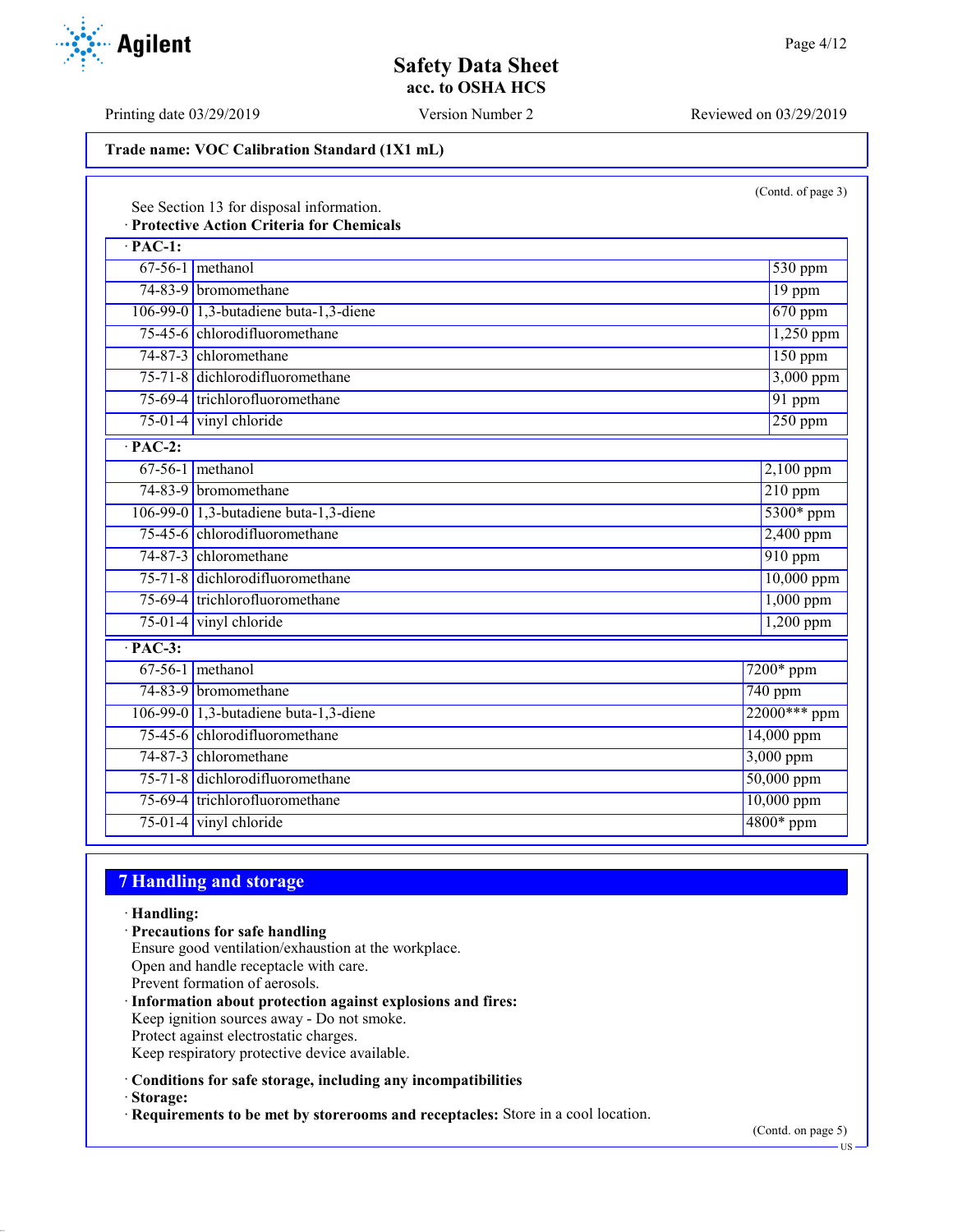## Safety Data Sheet
### acc. to OSHA HCS

Printing date 03/29/2019 | Version Number 2 | Reviewed on 03/29/2019

**Trade name: VOC Calibration Standard (1X1 mL)**

(Contd. of page 3)

See Section 13 for disposal information.

· **Protective Action Criteria for Chemicals**

| · **PAC-1:** | | |
|---|---|---|
| 67-56-1 | methanol | 530 ppm |
| 74-83-9 | bromomethane | 19 ppm |
| 106-99-0 | 1,3-butadiene buta-1,3-diene | 670 ppm |
| 75-45-6 | chlorodifluoromethane | 1,250 ppm |
| 74-87-3 | chloromethane | 150 ppm |
| 75-71-8 | dichlorodifluoromethane | 3,000 ppm |
| 75-69-4 | trichlorofluoromethane | 91 ppm |
| 75-01-4 | vinyl chloride | 250 ppm |
| · **PAC-2:** | | |
| 67-56-1 | methanol | 2,100 ppm |
| 74-83-9 | bromomethane | 210 ppm |
| 106-99-0 | 1,3-butadiene buta-1,3-diene | 5300* ppm |
| 75-45-6 | chlorodifluoromethane | 2,400 ppm |
| 74-87-3 | chloromethane | 910 ppm |
| 75-71-8 | dichlorodifluoromethane | 10,000 ppm |
| 75-69-4 | trichlorofluoromethane | 1,000 ppm |
| 75-01-4 | vinyl chloride | 1,200 ppm |
| · **PAC-3:** | | |
| 67-56-1 | methanol | 7200* ppm |
| 74-83-9 | bromomethane | 740 ppm |
| 106-99-0 | 1,3-butadiene buta-1,3-diene | 22000*** ppm |
| 75-45-6 | chlorodifluoromethane | 14,000 ppm |
| 74-87-3 | chloromethane | 3,000 ppm |
| 75-71-8 | dichlorodifluoromethane | 50,000 ppm |
| 75-69-4 | trichlorofluoromethane | 10,000 ppm |
| 75-01-4 | vinyl chloride | 4800* ppm |

## 7 Handling and storage

· **Handling:**

· **Precautions for safe handling**
Ensure good ventilation/exhaustion at the workplace.
Open and handle receptacle with care.
Prevent formation of aerosols.

· **Information about protection against explosions and fires:**
Keep ignition sources away - Do not smoke.
Protect against electrostatic charges.
Keep respiratory protective device available.

· **Conditions for safe storage, including any incompatibilities**

· **Storage:**

· **Requirements to be met by storerooms and receptacles:** Store in a cool location.

(Contd. on page 5)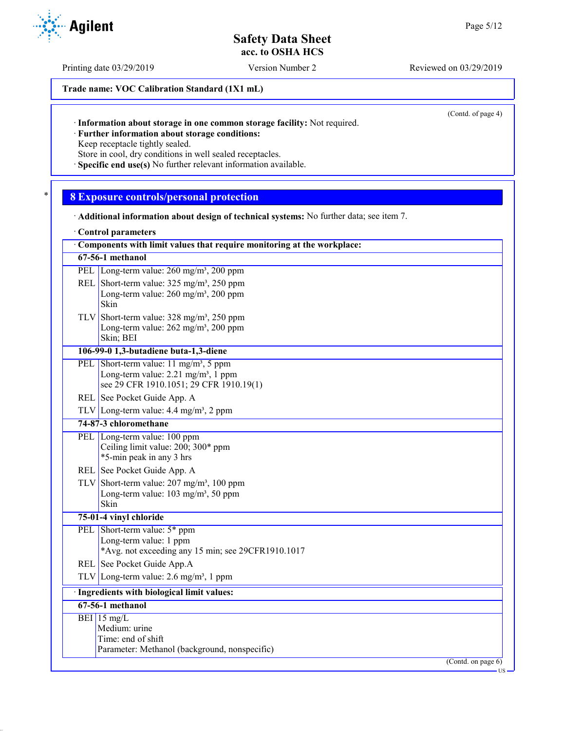Trade name: VOC Calibration Standard (1X1 mL)

(Contd. of page 4)

· **Information about storage in one common storage facility:** Not required.
· **Further information about storage conditions:**
Keep receptacle tightly sealed.
Store in cool, dry conditions in well sealed receptacles.
· **Specific end use(s)** No further relevant information available.

## 8 Exposure controls/personal protection

· **Additional information about design of technical systems:** No further data; see item 7.

· **Control parameters**

| · Components with limit values that require monitoring at the workplace: | |
|---|---|
| **67-56-1 methanol** | |
| PEL | Long-term value: 260 mg/m³, 200 ppm |
| REL | Short-term value: 325 mg/m³, 250 ppm<br>Long-term value: 260 mg/m³, 200 ppm<br>Skin |
| TLV | Short-term value: 328 mg/m³, 250 ppm<br>Long-term value: 262 mg/m³, 200 ppm<br>Skin; BEI |
| **106-99-0 1,3-butadiene buta-1,3-diene** | |
| PEL | Short-term value: 11 mg/m³, 5 ppm<br>Long-term value: 2.21 mg/m³, 1 ppm<br>see 29 CFR 1910.1051; 29 CFR 1910.19(1) |
| REL | See Pocket Guide App. A |
| TLV | Long-term value: 4.4 mg/m³, 2 ppm |
| **74-87-3 chloromethane** | |
| PEL | Long-term value: 100 ppm<br>Ceiling limit value: 200; 300* ppm<br>*5-min peak in any 3 hrs |
| REL | See Pocket Guide App. A |
| TLV | Short-term value: 207 mg/m³, 100 ppm<br>Long-term value: 103 mg/m³, 50 ppm<br>Skin |
| **75-01-4 vinyl chloride** | |
| PEL | Short-term value: 5* ppm<br>Long-term value: 1 ppm<br>*Avg. not exceeding any 15 min; see 29CFR1910.1017 |
| REL | See Pocket Guide App.A |
| TLV | Long-term value: 2.6 mg/m³, 1 ppm |

| · Ingredients with biological limit values: | |
|---|---|
| **67-56-1 methanol** | |
| BEI | 15 mg/L<br>Medium: urine<br>Time: end of shift<br>Parameter: Methanol (background, nonspecific) |

(Contd. on page 6)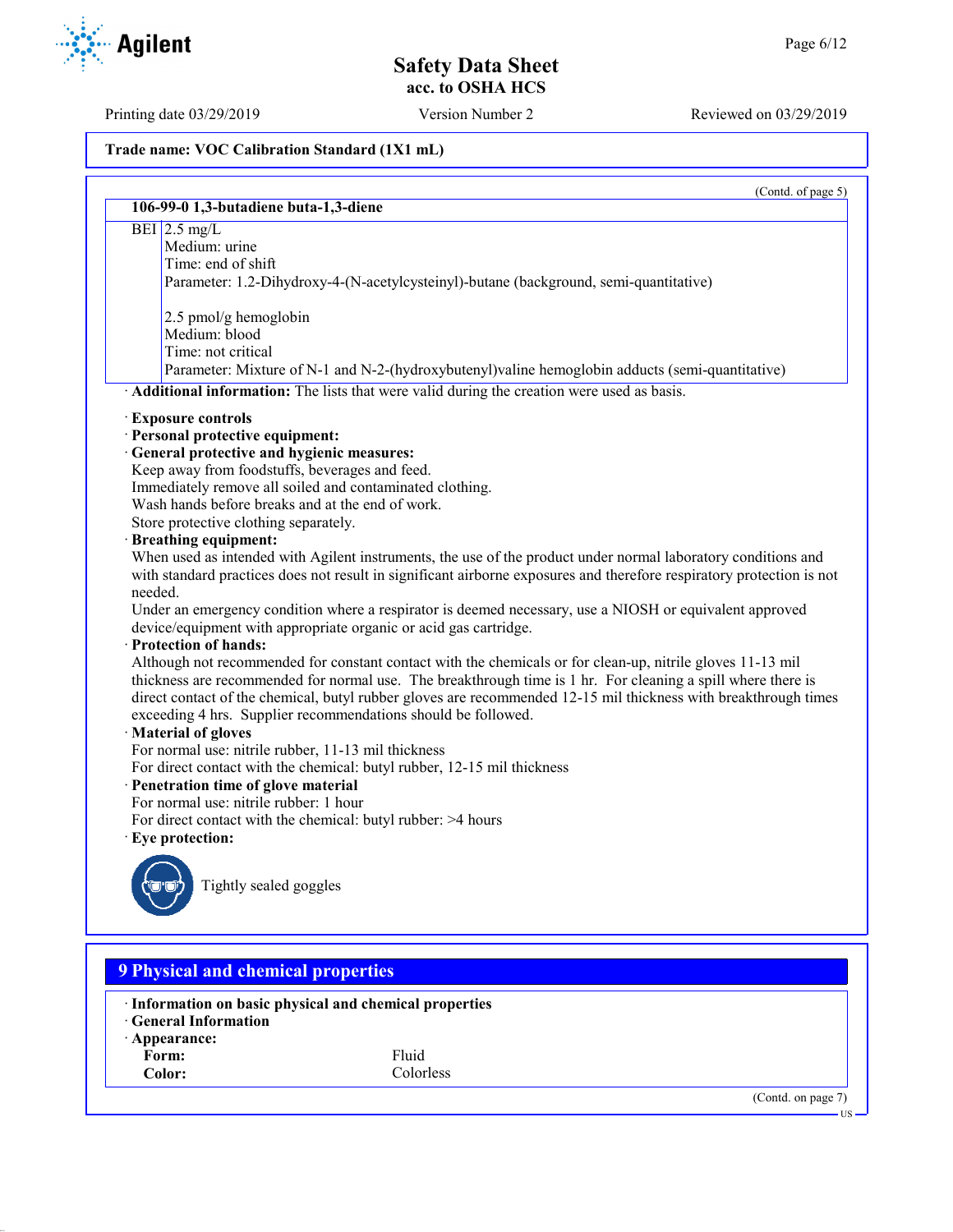Trade name: VOC Calibration Standard (1X1 mL)

(Contd. of page 5)

| 106-99-0 1,3-butadiene buta-1,3-diene | |
|---|---|
| BEI | 2.5 mg/L<br>Medium: urine<br>Time: end of shift<br>Parameter: 1.2-Dihydroxy-4-(N-acetylcysteinyl)-butane (background, semi-quantitative)<br><br>2.5 pmol/g hemoglobin<br>Medium: blood<br>Time: not critical<br>Parameter: Mixture of N-1 and N-2-(hydroxybutenyl)valine hemoglobin adducts (semi-quantitative) |

· **Additional information:** The lists that were valid during the creation were used as basis.

· **Exposure controls**
· **Personal protective equipment:**
· **General protective and hygienic measures:**
Keep away from foodstuffs, beverages and feed.
Immediately remove all soiled and contaminated clothing.
Wash hands before breaks and at the end of work.
Store protective clothing separately.
· **Breathing equipment:**
When used as intended with Agilent instruments, the use of the product under normal laboratory conditions and with standard practices does not result in significant airborne exposures and therefore respiratory protection is not needed.
Under an emergency condition where a respirator is deemed necessary, use a NIOSH or equivalent approved device/equipment with appropriate organic or acid gas cartridge.
· **Protection of hands:**
Although not recommended for constant contact with the chemicals or for clean-up, nitrile gloves 11-13 mil thickness are recommended for normal use. The breakthrough time is 1 hr. For cleaning a spill where there is direct contact of the chemical, butyl rubber gloves are recommended 12-15 mil thickness with breakthrough times exceeding 4 hrs. Supplier recommendations should be followed.
· **Material of gloves**
For normal use: nitrile rubber, 11-13 mil thickness
For direct contact with the chemical: butyl rubber, 12-15 mil thickness
· **Penetration time of glove material**
For normal use: nitrile rubber: 1 hour
For direct contact with the chemical: butyl rubber: >4 hours
· **Eye protection:**

Tightly sealed goggles

## 9 Physical and chemical properties

· **Information on basic physical and chemical properties**
· **General Information**
· **Appearance:**

| | |
|---|---|
| **Form:** | Fluid |
| **Color:** | Colorless |

(Contd. on page 7)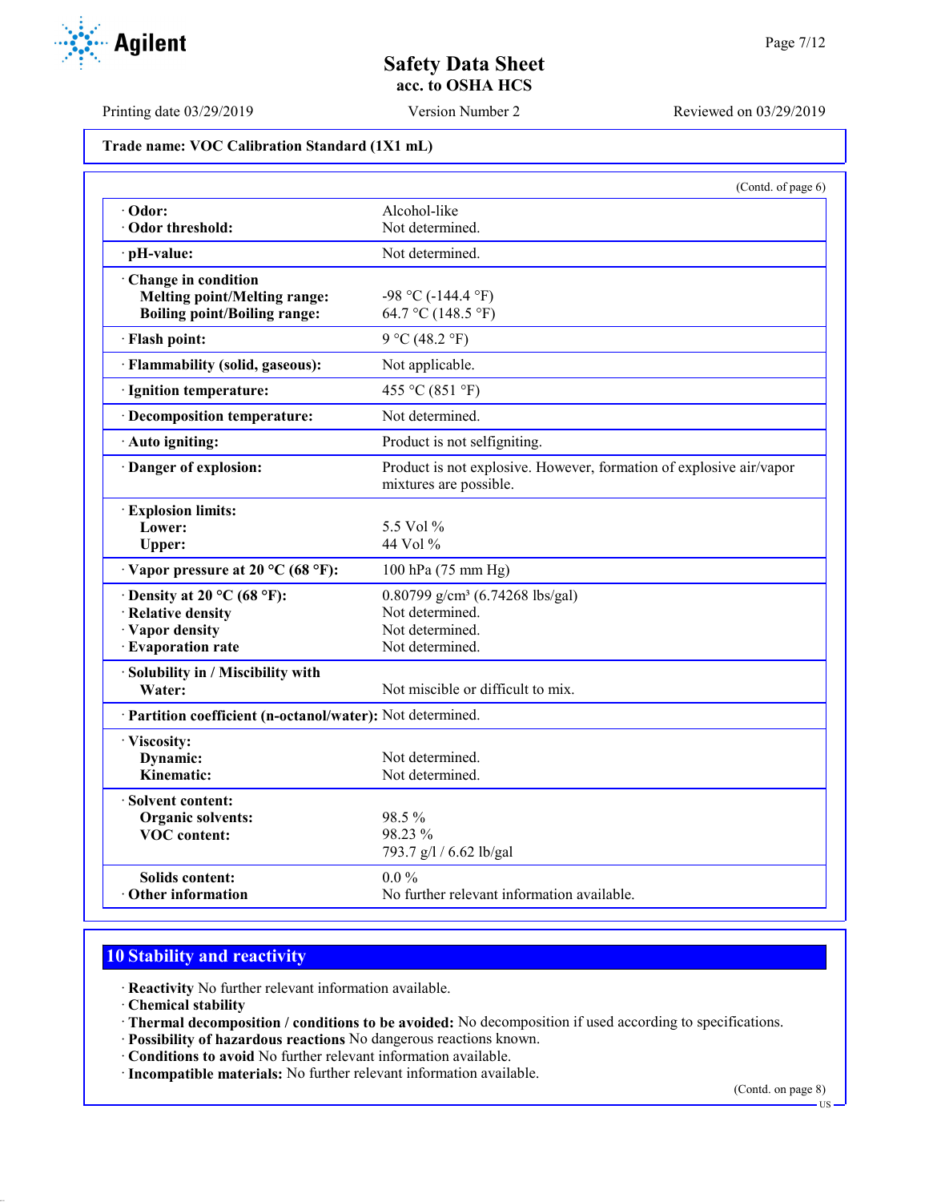**Trade name: VOC Calibration Standard (1X1 mL)**

(Contd. of page 6)

| | |
|---|---|
| · **Odor:** | Alcohol-like |
| · **Odor threshold:** | Not determined. |
| · **pH-value:** | Not determined. |
| · **Change in condition** | |
| **Melting point/Melting range:** | -98 °C (-144.4 °F) |
| **Boiling point/Boiling range:** | 64.7 °C (148.5 °F) |
| · **Flash point:** | 9 °C (48.2 °F) |
| · **Flammability (solid, gaseous):** | Not applicable. |
| · **Ignition temperature:** | 455 °C (851 °F) |
| · **Decomposition temperature:** | Not determined. |
| · **Auto igniting:** | Product is not selfigniting. |
| · **Danger of explosion:** | Product is not explosive. However, formation of explosive air/vapor mixtures are possible. |
| · **Explosion limits:** | |
| **Lower:** | 5.5 Vol % |
| **Upper:** | 44 Vol % |
| · **Vapor pressure at 20 °C (68 °F):** | 100 hPa (75 mm Hg) |
| · **Density at 20 °C (68 °F):** | 0.80799 g/cm³ (6.74268 lbs/gal) |
| · **Relative density** | Not determined. |
| · **Vapor density** | Not determined. |
| · **Evaporation rate** | Not determined. |
| · **Solubility in / Miscibility with** | |
| **Water:** | Not miscible or difficult to mix. |
| · **Partition coefficient (n-octanol/water):** | Not determined. |
| · **Viscosity:** | |
| **Dynamic:** | Not determined. |
| **Kinematic:** | Not determined. |
| · **Solvent content:** | |
| **Organic solvents:** | 98.5 % |
| **VOC content:** | 98.23 % |
| | 793.7 g/l / 6.62 lb/gal |
| **Solids content:** | 0.0 % |
| · **Other information** | No further relevant information available. |

## 10 Stability and reactivity

· **Reactivity** No further relevant information available.
· **Chemical stability**
· **Thermal decomposition / conditions to be avoided:** No decomposition if used according to specifications.
· **Possibility of hazardous reactions** No dangerous reactions known.
· **Conditions to avoid** No further relevant information available.
· **Incompatible materials:** No further relevant information available.

(Contd. on page 8)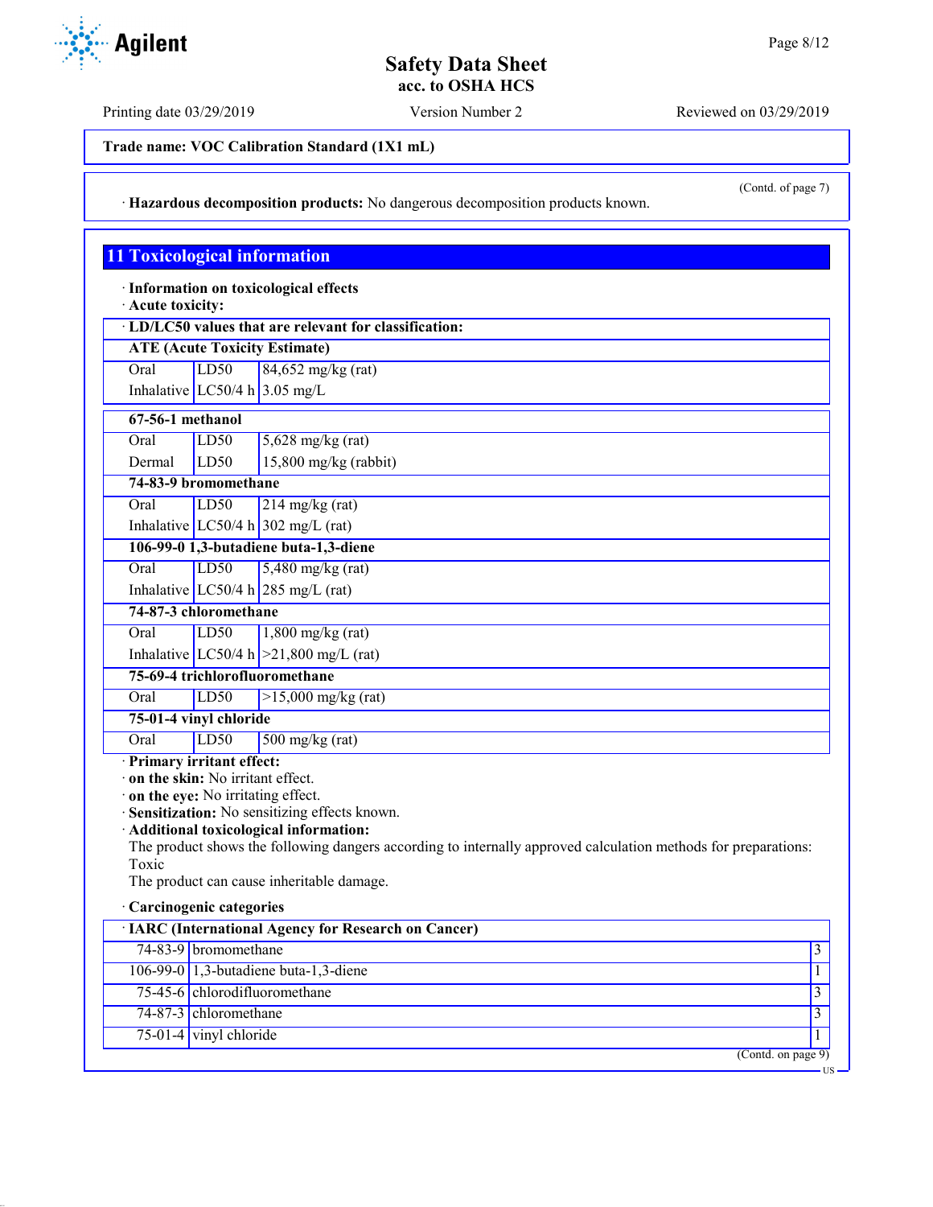Trade name: VOC Calibration Standard (1X1 mL)

(Contd. of page 7)

· **Hazardous decomposition products:** No dangerous decomposition products known.

## 11 Toxicological information

· **Information on toxicological effects**
· **Acute toxicity:**

| · LD/LC50 values that are relevant for classification: | | |
|---|---|---|
| **ATE (Acute Toxicity Estimate)** | | |
| Oral | LD50 | 84,652 mg/kg (rat) |
| Inhalative | LC50/4 h | 3.05 mg/L |
| **67-56-1 methanol** | | |
| Oral | LD50 | 5,628 mg/kg (rat) |
| Dermal | LD50 | 15,800 mg/kg (rabbit) |
| **74-83-9 bromomethane** | | |
| Oral | LD50 | 214 mg/kg (rat) |
| Inhalative | LC50/4 h | 302 mg/L (rat) |
| **106-99-0 1,3-butadiene buta-1,3-diene** | | |
| Oral | LD50 | 5,480 mg/kg (rat) |
| Inhalative | LC50/4 h | 285 mg/L (rat) |
| **74-87-3 chloromethane** | | |
| Oral | LD50 | 1,800 mg/kg (rat) |
| Inhalative | LC50/4 h | >21,800 mg/L (rat) |
| **75-69-4 trichlorofluoromethane** | | |
| Oral | LD50 | >15,000 mg/kg (rat) |
| **75-01-4 vinyl chloride** | | |
| Oral | LD50 | 500 mg/kg (rat) |

· **Primary irritant effect:**
· **on the skin:** No irritant effect.
· **on the eye:** No irritating effect.
· **Sensitization:** No sensitizing effects known.
· **Additional toxicological information:**
The product shows the following dangers according to internally approved calculation methods for preparations:
Toxic
The product can cause inheritable damage.

· **Carcinogenic categories**

| · IARC (International Agency for Research on Cancer) | | |
|---|---|---|
| 74-83-9 | bromomethane | 3 |
| 106-99-0 | 1,3-butadiene buta-1,3-diene | 1 |
| 75-45-6 | chlorodifluoromethane | 3 |
| 74-87-3 | chloromethane | 3 |
| 75-01-4 | vinyl chloride | 1 |

(Contd. on page 9)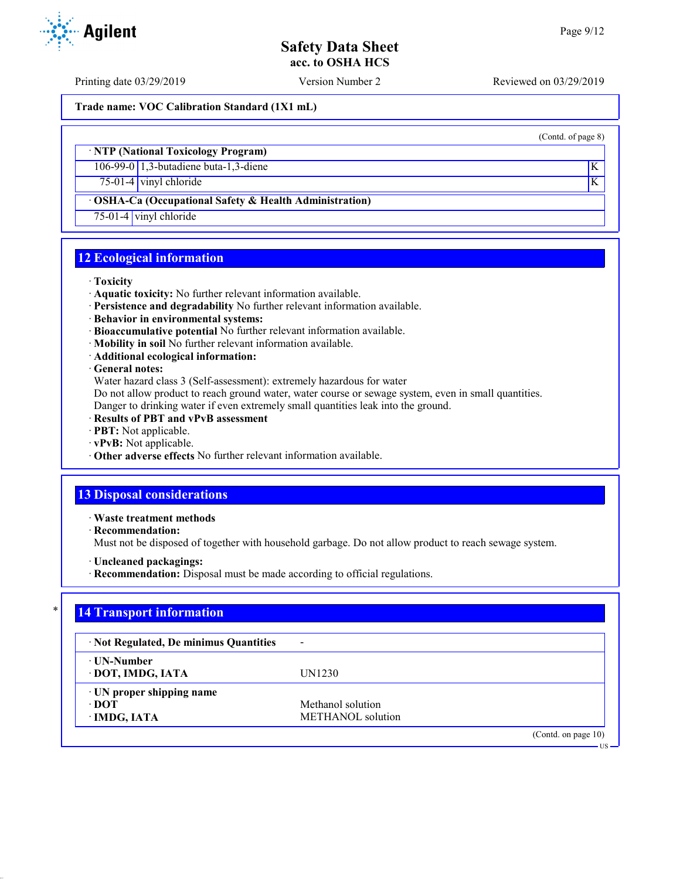Trade name: VOC Calibration Standard (1X1 mL)

(Contd. of page 8)

| · NTP (National Toxicology Program) | | |
|---|---|---|
| 106-99-0 | 1,3-butadiene buta-1,3-diene | K |
| 75-01-4 | vinyl chloride | K |

| · OSHA-Ca (Occupational Safety & Health Administration) | |
|---|---|
| 75-01-4 | vinyl chloride |

## 12 Ecological information

- · **Toxicity**
- · **Aquatic toxicity:** No further relevant information available.
- · **Persistence and degradability** No further relevant information available.
- · **Behavior in environmental systems:**
- · **Bioaccumulative potential** No further relevant information available.
- · **Mobility in soil** No further relevant information available.
- · **Additional ecological information:**
- · **General notes:**
  Water hazard class 3 (Self-assessment): extremely hazardous for water
  Do not allow product to reach ground water, water course or sewage system, even in small quantities.
  Danger to drinking water if even extremely small quantities leak into the ground.
- · **Results of PBT and vPvB assessment**
- · **PBT:** Not applicable.
- · **vPvB:** Not applicable.
- · **Other adverse effects** No further relevant information available.

## 13 Disposal considerations

- · **Waste treatment methods**
- · **Recommendation:**
  Must not be disposed of together with household garbage. Do not allow product to reach sewage system.
- · **Uncleaned packagings:**
- · **Recommendation:** Disposal must be made according to official regulations.

## 14 Transport information

| · Not Regulated, De minimus Quantities | - |
|---|---|
| · UN-Number<br>· DOT, IMDG, IATA | UN1230 |
| · UN proper shipping name<br>· DOT<br>· IMDG, IATA | <br>Methanol solution<br>METHANOL solution |

(Contd. on page 10)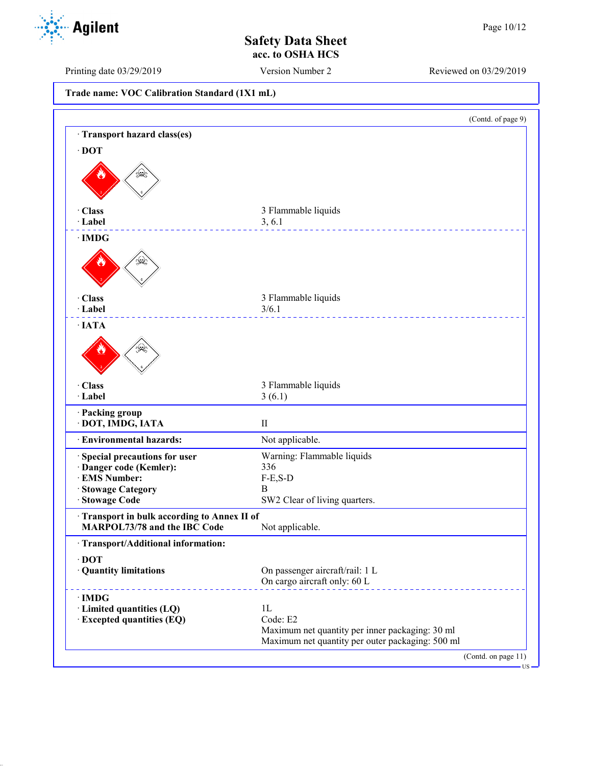**Trade name: VOC Calibration Standard (1X1 mL)**

(Contd. of page 9)

· **Transport hazard class(es)**

· **DOT**

| | |
|---|---|
| · **Class** | 3 Flammable liquids |
| · **Label** | 3, 6.1 |

· **IMDG**

| | |
|---|---|
| · **Class** | 3 Flammable liquids |
| · **Label** | 3/6.1 |

· **IATA**

| | |
|---|---|
| · **Class** | 3 Flammable liquids |
| · **Label** | 3 (6.1) |

| | |
|---|---|
| · **Packing group** | |
| · **DOT, IMDG, IATA** | II |
| · **Environmental hazards:** | Not applicable. |
| · **Special precautions for user** | Warning: Flammable liquids |
| · **Danger code (Kemler):** | 336 |
| · **EMS Number:** | F-E,S-D |
| · **Stowage Category** | B |
| · **Stowage Code** | SW2 Clear of living quarters. |
| · **Transport in bulk according to Annex II of MARPOL73/78 and the IBC Code** | Not applicable. |

· **Transport/Additional information:**

· **DOT**

| | |
|---|---|
| · **Quantity limitations** | On passenger aircraft/rail: 1 L<br>On cargo aircraft only: 60 L |

· **IMDG**

| | |
|---|---|
| · **Limited quantities (LQ)** | 1L |
| · **Excepted quantities (EQ)** | Code: E2<br>Maximum net quantity per inner packaging: 30 ml<br>Maximum net quantity per outer packaging: 500 ml |

(Contd. on page 11)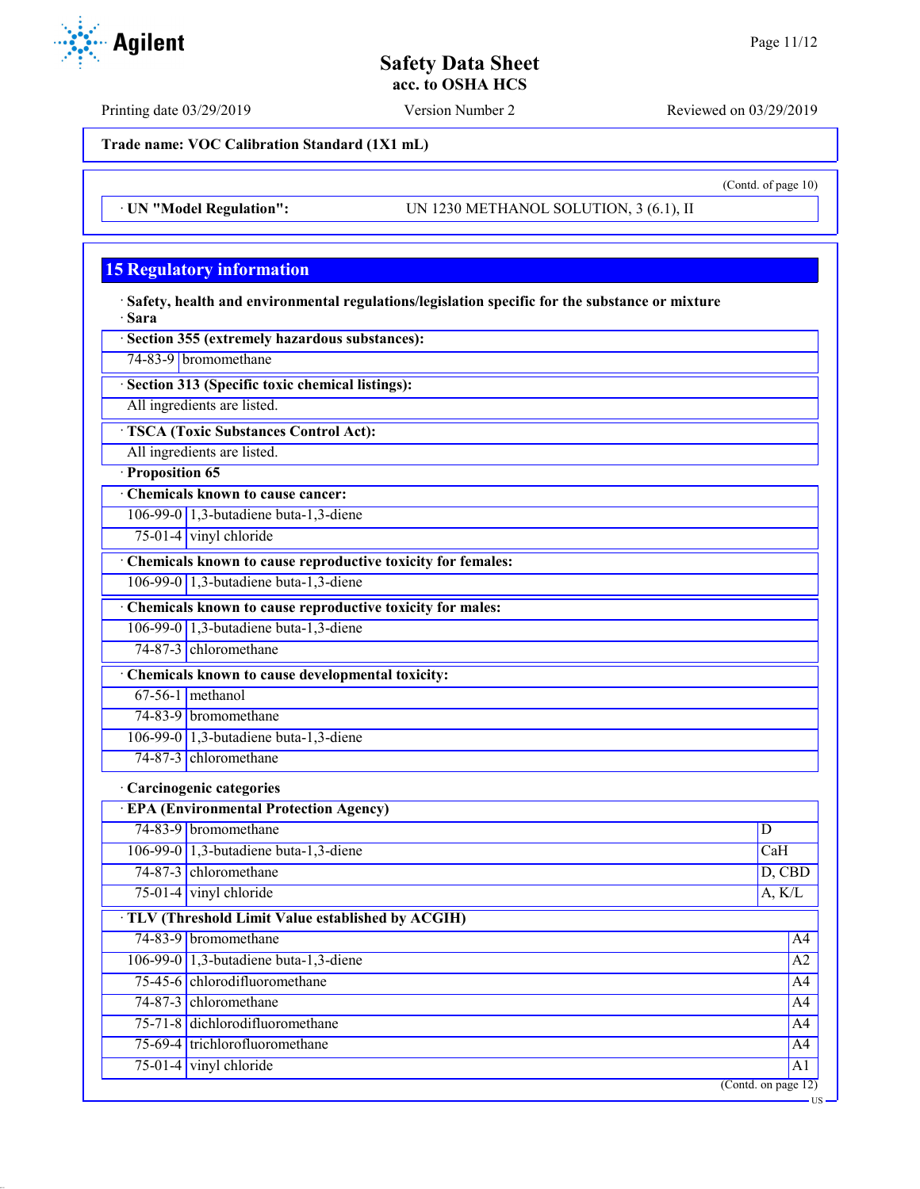Trade name: VOC Calibration Standard (1X1 mL)

(Contd. of page 10)

· UN "Model Regulation": UN 1230 METHANOL SOLUTION, 3 (6.1), II

## 15 Regulatory information

· **Safety, health and environmental regulations/legislation specific for the substance or mixture**

· **Sara**

| · Section 355 (extremely hazardous substances): | |
|---|---|
| 74-83-9 | bromomethane |

| · Section 313 (Specific toxic chemical listings): |
|---|
| All ingredients are listed. |

| · TSCA (Toxic Substances Control Act): |
|---|
| All ingredients are listed. |

· **Proposition 65**

| · Chemicals known to cause cancer: | |
|---|---|
| 106-99-0 | 1,3-butadiene buta-1,3-diene |
| 75-01-4 | vinyl chloride |

| · Chemicals known to cause reproductive toxicity for females: | |
|---|---|
| 106-99-0 | 1,3-butadiene buta-1,3-diene |

| · Chemicals known to cause reproductive toxicity for males: | |
|---|---|
| 106-99-0 | 1,3-butadiene buta-1,3-diene |
| 74-87-3 | chloromethane |

| · Chemicals known to cause developmental toxicity: | |
|---|---|
| 67-56-1 | methanol |
| 74-83-9 | bromomethane |
| 106-99-0 | 1,3-butadiene buta-1,3-diene |
| 74-87-3 | chloromethane |

· **Carcinogenic categories**

| · EPA (Environmental Protection Agency) | | |
|---|---|---|
| 74-83-9 | bromomethane | D |
| 106-99-0 | 1,3-butadiene buta-1,3-diene | CaH |
| 74-87-3 | chloromethane | D, CBD |
| 75-01-4 | vinyl chloride | A, K/L |

| · TLV (Threshold Limit Value established by ACGIH) | | |
|---|---|---|
| 74-83-9 | bromomethane | A4 |
| 106-99-0 | 1,3-butadiene buta-1,3-diene | A2 |
| 75-45-6 | chlorodifluoromethane | A4 |
| 74-87-3 | chloromethane | A4 |
| 75-71-8 | dichlorodifluoromethane | A4 |
| 75-69-4 | trichlorofluoromethane | A4 |
| 75-01-4 | vinyl chloride | A1 |

(Contd. on page 12)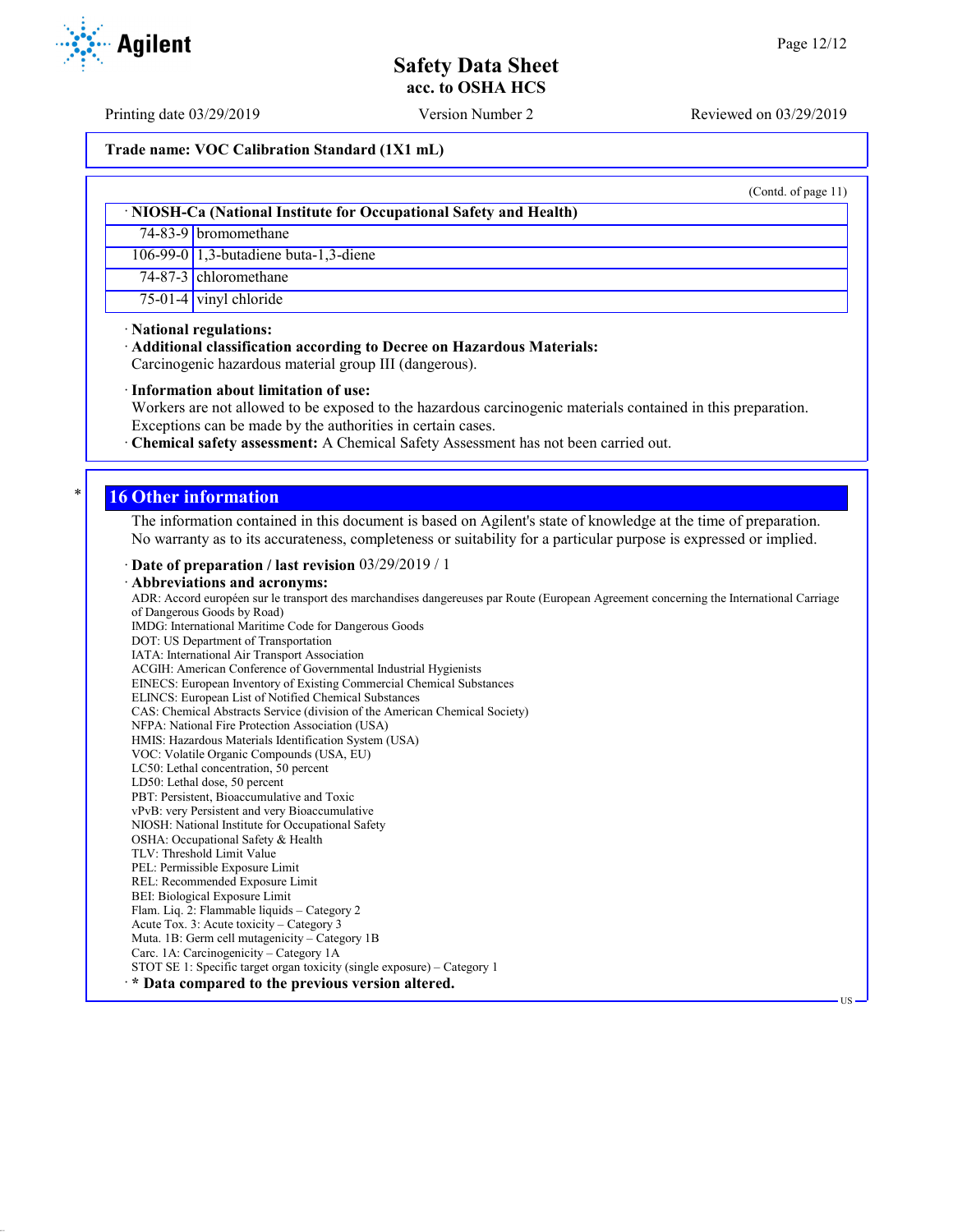Trade name: VOC Calibration Standard (1X1 mL)

(Contd. of page 11)

· **NIOSH-Ca (National Institute for Occupational Safety and Health)**

| | |
|---|---|
| 74-83-9 | bromomethane |
| 106-99-0 | 1,3-butadiene buta-1,3-diene |
| 74-87-3 | chloromethane |
| 75-01-4 | vinyl chloride |

· **National regulations:**

· **Additional classification according to Decree on Hazardous Materials:**
Carcinogenic hazardous material group III (dangerous).

· **Information about limitation of use:**
Workers are not allowed to be exposed to the hazardous carcinogenic materials contained in this preparation. Exceptions can be made by the authorities in certain cases.

· **Chemical safety assessment:** A Chemical Safety Assessment has not been carried out.

## * 16 Other information

The information contained in this document is based on Agilent's state of knowledge at the time of preparation. No warranty as to its accurateness, completeness or suitability for a particular purpose is expressed or implied.

· **Date of preparation / last revision** 03/29/2019 / 1

· **Abbreviations and acronyms:**

ADR: Accord européen sur le transport des marchandises dangereuses par Route (European Agreement concerning the International Carriage of Dangerous Goods by Road)
IMDG: International Maritime Code for Dangerous Goods
DOT: US Department of Transportation
IATA: International Air Transport Association
ACGIH: American Conference of Governmental Industrial Hygienists
EINECS: European Inventory of Existing Commercial Chemical Substances
ELINCS: European List of Notified Chemical Substances
CAS: Chemical Abstracts Service (division of the American Chemical Society)
NFPA: National Fire Protection Association (USA)
HMIS: Hazardous Materials Identification System (USA)
VOC: Volatile Organic Compounds (USA, EU)
LC50: Lethal concentration, 50 percent
LD50: Lethal dose, 50 percent
PBT: Persistent, Bioaccumulative and Toxic
vPvB: very Persistent and very Bioaccumulative
NIOSH: National Institute for Occupational Safety
OSHA: Occupational Safety & Health
TLV: Threshold Limit Value
PEL: Permissible Exposure Limit
REL: Recommended Exposure Limit
BEI: Biological Exposure Limit
Flam. Liq. 2: Flammable liquids – Category 2
Acute Tox. 3: Acute toxicity – Category 3
Muta. 1B: Germ cell mutagenicity – Category 1B
Carc. 1A: Carcinogenicity – Category 1A
STOT SE 1: Specific target organ toxicity (single exposure) – Category 1

· **\* Data compared to the previous version altered.**